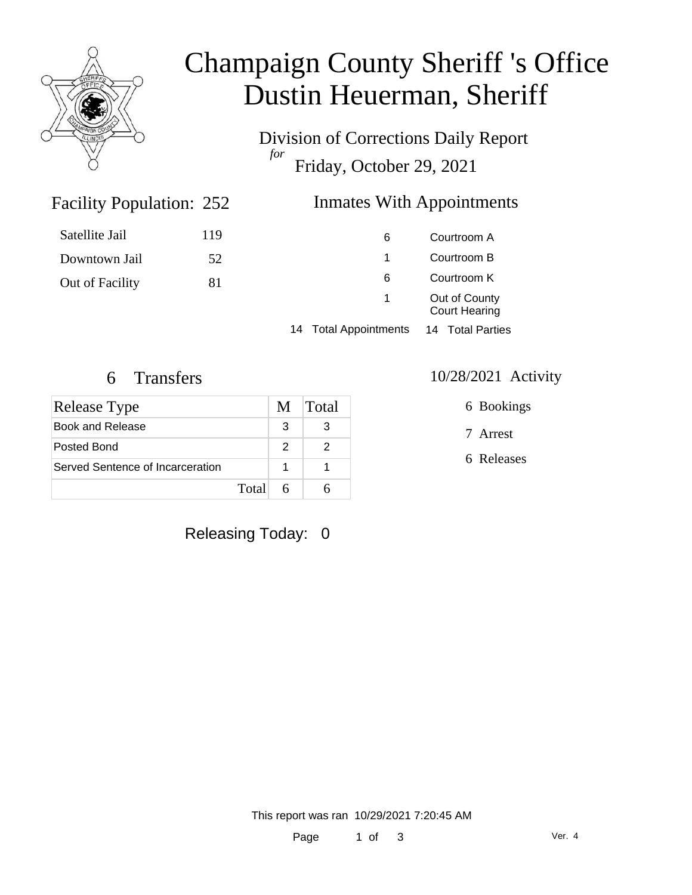# Champaign County Sheriff 's Office
# Dustin Heuerman, Sheriff

Division of Corrections Daily Report
*for*
Friday, October 29, 2021

## Facility Population: 252

| | |
|---|---|
| Satellite Jail | 119 |
| Downtown Jail | 52 |
| Out of Facility | 81 |

## Inmates With Appointments

| | |
|---|---|
| 6 | Courtroom A |
| 1 | Courtroom B |
| 6 | Courtroom K |
| 1 | Out of County Court Hearing |

14 Total Appointments 14 Total Parties

## 6 Transfers

| Release Type | M | Total |
|---|---|---|
| Book and Release | 3 | 3 |
| Posted Bond | 2 | 2 |
| Served Sentence of Incarceration | 1 | 1 |
| Total | 6 | 6 |

## 10/28/2021 Activity

6 Bookings

7 Arrest

6 Releases

Releasing Today: 0

This report was ran 10/29/2021 7:20:45 AM

Ver. 4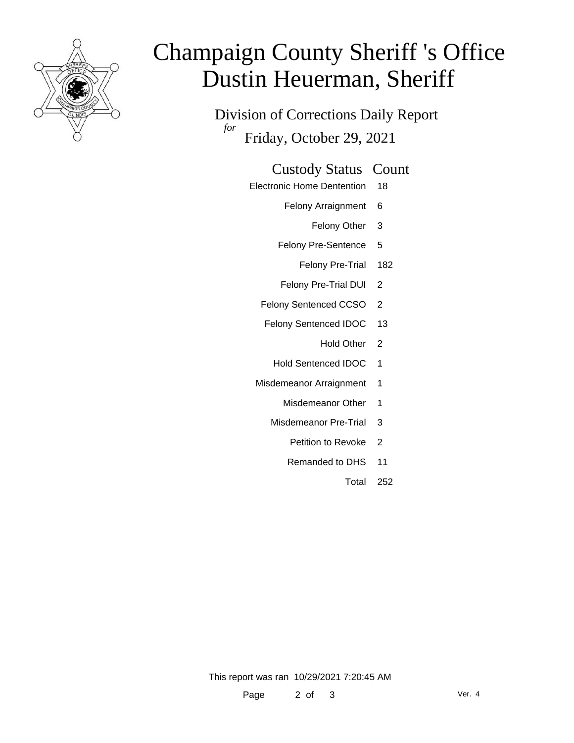# Champaign County Sheriff 's Office
# Dustin Heuerman, Sheriff

## Division of Corrections Daily Report
*for* Friday, October 29, 2021

| Custody Status | Count |
|---|---|
| Electronic Home Dentention | 18 |
| Felony Arraignment | 6 |
| Felony Other | 3 |
| Felony Pre-Sentence | 5 |
| Felony Pre-Trial | 182 |
| Felony Pre-Trial DUI | 2 |
| Felony Sentenced CCSO | 2 |
| Felony Sentenced IDOC | 13 |
| Hold Other | 2 |
| Hold Sentenced IDOC | 1 |
| Misdemeanor Arraignment | 1 |
| Misdemeanor Other | 1 |
| Misdemeanor Pre-Trial | 3 |
| Petition to Revoke | 2 |
| Remanded to DHS | 11 |
| Total | 252 |

This report was ran 10/29/2021 7:20:45 AM

Ver. 4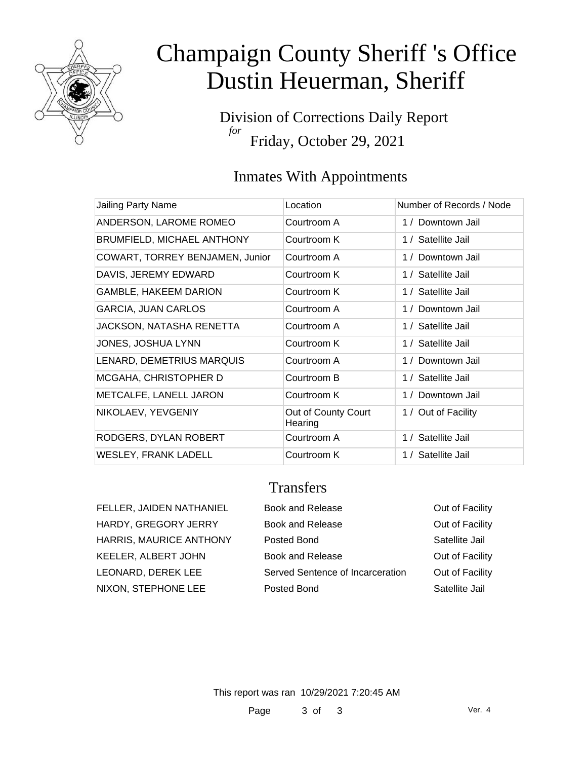# Champaign County Sheriff 's Office
# Dustin Heuerman, Sheriff

Division of Corrections Daily Report
*for*
Friday, October 29, 2021

## Inmates With Appointments

| Jailing Party Name | Location | Number of Records / Node |
|---|---|---|
| ANDERSON, LAROME ROMEO | Courtroom A | 1 / Downtown Jail |
| BRUMFIELD, MICHAEL ANTHONY | Courtroom K | 1 / Satellite Jail |
| COWART, TORREY BENJAMEN, Junior | Courtroom A | 1 / Downtown Jail |
| DAVIS, JEREMY EDWARD | Courtroom K | 1 / Satellite Jail |
| GAMBLE, HAKEEM DARION | Courtroom K | 1 / Satellite Jail |
| GARCIA, JUAN CARLOS | Courtroom A | 1 / Downtown Jail |
| JACKSON, NATASHA RENETTA | Courtroom A | 1 / Satellite Jail |
| JONES, JOSHUA LYNN | Courtroom K | 1 / Satellite Jail |
| LENARD, DEMETRIUS MARQUIS | Courtroom A | 1 / Downtown Jail |
| MCGAHA, CHRISTOPHER D | Courtroom B | 1 / Satellite Jail |
| METCALFE, LANELL JARON | Courtroom K | 1 / Downtown Jail |
| NIKOLAEV, YEVGENIY | Out of County Court Hearing | 1 / Out of Facility |
| RODGERS, DYLAN ROBERT | Courtroom A | 1 / Satellite Jail |
| WESLEY, FRANK LADELL | Courtroom K | 1 / Satellite Jail |

## Transfers

| | | |
|---|---|---|
| FELLER, JAIDEN NATHANIEL | Book and Release | Out of Facility |
| HARDY, GREGORY JERRY | Book and Release | Out of Facility |
| HARRIS, MAURICE ANTHONY | Posted Bond | Satellite Jail |
| KEELER, ALBERT JOHN | Book and Release | Out of Facility |
| LEONARD, DEREK LEE | Served Sentence of Incarceration | Out of Facility |
| NIXON, STEPHONE LEE | Posted Bond | Satellite Jail |

This report was ran 10/29/2021 7:20:45 AM

Ver. 4